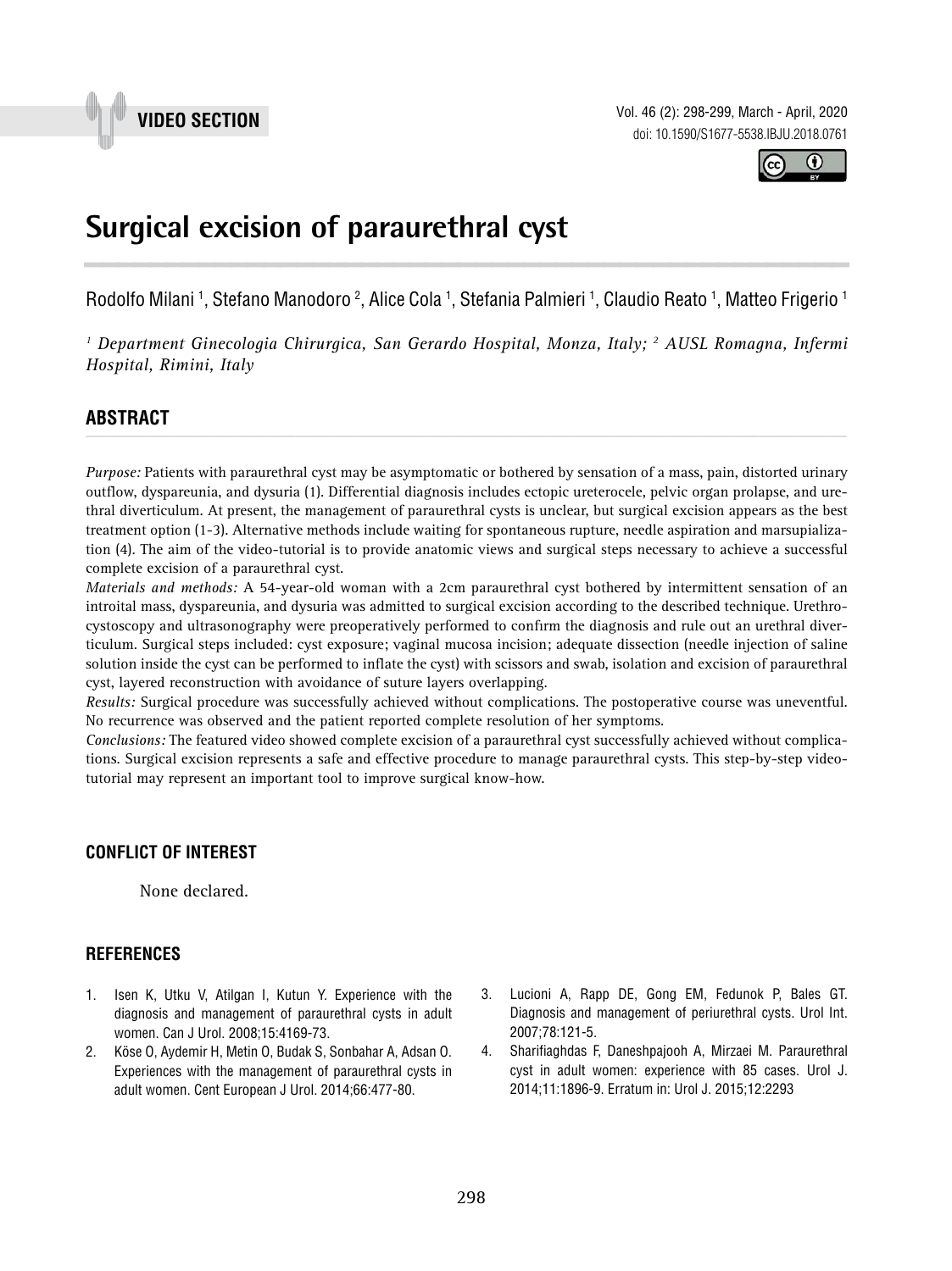VIDEO SECTION

# Surgical excision of paraurethral cyst

Rodolfo Milani [1], Stefano Manodoro [2], Alice Cola [1], Stefania Palmieri [1], Claudio Reato [1], Matteo Frigerio [1]

*[1] Department Ginecologia Chirurgica, San Gerardo Hospital, Monza, Italy; [2] AUSL Romagna, Infermi Hospital, Rimini, Italy*

## ABSTRACT

*Purpose:* Patients with paraurethral cyst may be asymptomatic or bothered by sensation of a mass, pain, distorted urinary outflow, dyspareunia, and dysuria (1). Differential diagnosis includes ectopic ureterocele, pelvic organ prolapse, and urethral diverticulum. At present, the management of paraurethral cysts is unclear, but surgical excision appears as the best treatment option (1-3). Alternative methods include waiting for spontaneous rupture, needle aspiration and marsupialization (4). The aim of the video-tutorial is to provide anatomic views and surgical steps necessary to achieve a successful complete excision of a paraurethral cyst.

*Materials and methods:* A 54-year-old woman with a 2cm paraurethral cyst bothered by intermittent sensation of an introital mass, dyspareunia, and dysuria was admitted to surgical excision according to the described technique. Urethrocystoscopy and ultrasonography were preoperatively performed to confirm the diagnosis and rule out an urethral diverticulum. Surgical steps included: cyst exposure; vaginal mucosa incision; adequate dissection (needle injection of saline solution inside the cyst can be performed to inflate the cyst) with scissors and swab, isolation and excision of paraurethral cyst, layered reconstruction with avoidance of suture layers overlapping.

*Results:* Surgical procedure was successfully achieved without complications. The postoperative course was uneventful. No recurrence was observed and the patient reported complete resolution of her symptoms.

*Conclusions:* The featured video showed complete excision of a paraurethral cyst successfully achieved without complications. Surgical excision represents a safe and effective procedure to manage paraurethral cysts. This step-by-step video-tutorial may represent an important tool to improve surgical know-how.

## CONFLICT OF INTEREST

None declared.

## REFERENCES

1. Isen K, Utku V, Atilgan I, Kutun Y. Experience with the diagnosis and management of paraurethral cysts in adult women. Can J Urol. 2008;15:4169-73.
2. Köse O, Aydemir H, Metin O, Budak S, Sonbahar A, Adsan O. Experiences with the management of paraurethral cysts in adult women. Cent European J Urol. 2014;66:477-80.
3. Lucioni A, Rapp DE, Gong EM, Fedunok P, Bales GT. Diagnosis and management of periurethral cysts. Urol Int. 2007;78:121-5.
4. Sharifiaghdas F, Daneshpajooh A, Mirzaei M. Paraurethral cyst in adult women: experience with 85 cases. Urol J. 2014;11:1896-9. Erratum in: Urol J. 2015;12:2293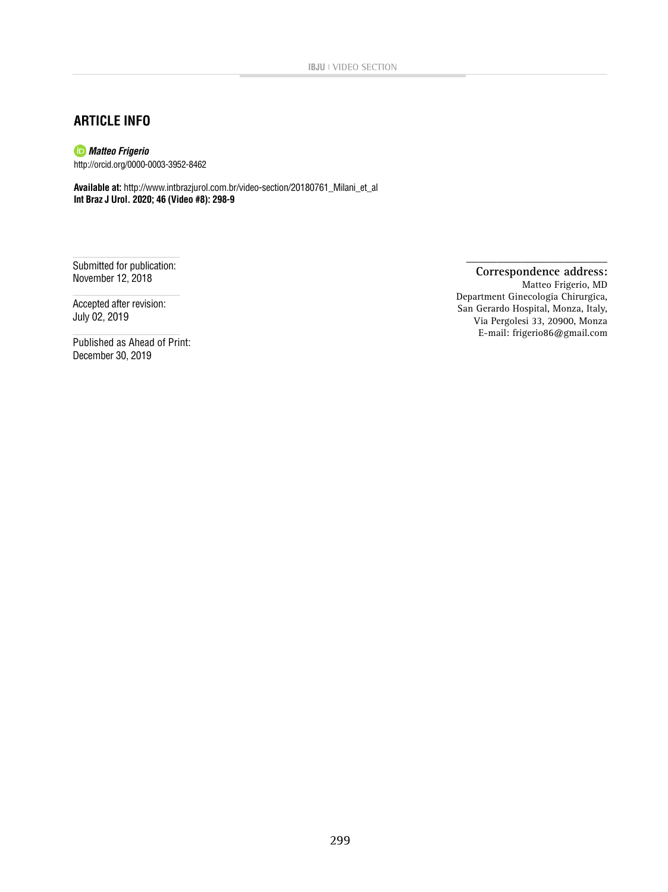## ARTICLE INFO

***Matteo Frigerio***
http://orcid.org/0000-0003-3952-8462

**Available at:** http://www.intbrazjurol.com.br/video-section/20180761_Milani_et_al
**Int Braz J Urol. 2020; 46 (Video #8): 298-9**

Submitted for publication:
November 12, 2018

Accepted after revision:
July 02, 2019

Published as Ahead of Print:
December 30, 2019

**Correspondence address:**
Matteo Frigerio, MD
Department Ginecologia Chirurgica,
San Gerardo Hospital, Monza, Italy,
Via Pergolesi 33, 20900, Monza
E-mail: frigerio86@gmail.com